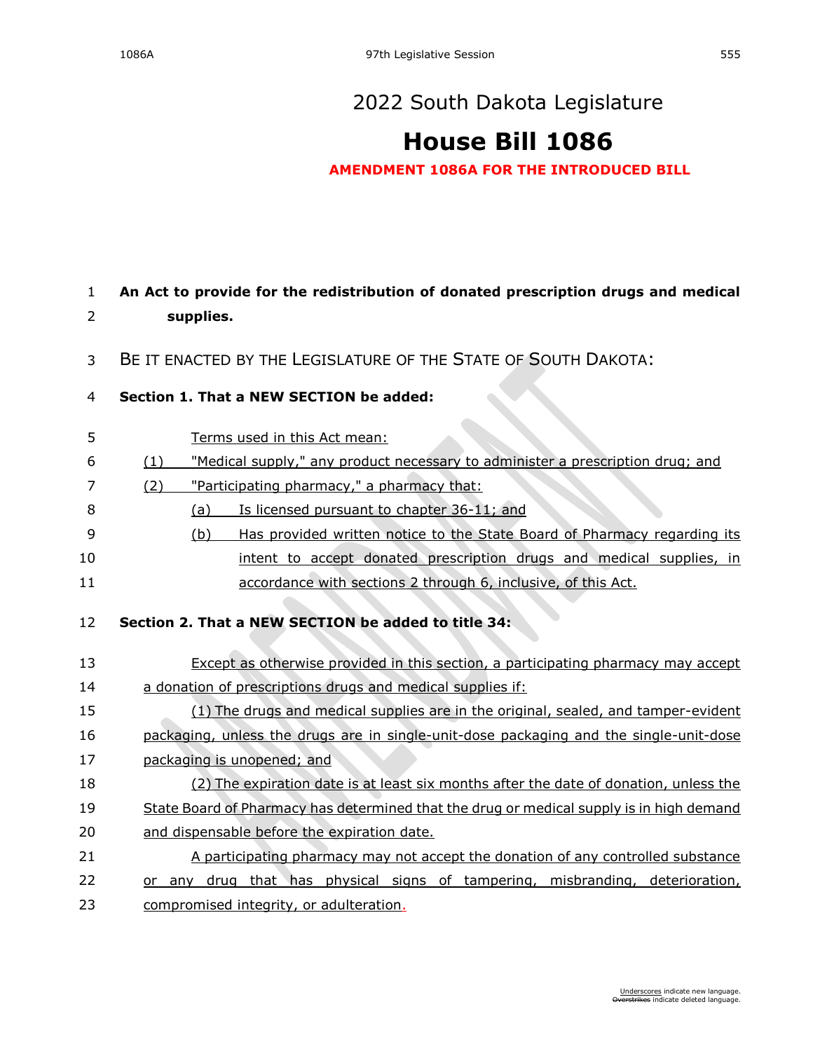# 2022 South Dakota Legislature

# House Bill 1086

**AMENDMENT 1086A FOR THE INTRODUCED BILL**

**An Act to provide for the redistribution of donated prescription drugs and medical supplies.**

BE IT ENACTED BY THE LEGISLATURE OF THE STATE OF SOUTH DAKOTA:

**Section 1. That a NEW SECTION be added:**

Terms used in this Act mean:

(1) "Medical supply," any product necessary to administer a prescription drug; and

(2) "Participating pharmacy," a pharmacy that:

(a) Is licensed pursuant to chapter 36-11; and

(b) Has provided written notice to the State Board of Pharmacy regarding its intent to accept donated prescription drugs and medical supplies, in accordance with sections 2 through 6, inclusive, of this Act.

**Section 2. That a NEW SECTION be added to title 34:**

Except as otherwise provided in this section, a participating pharmacy may accept a donation of prescriptions drugs and medical supplies if:

(1) The drugs and medical supplies are in the original, sealed, and tamper-evident packaging, unless the drugs are in single-unit-dose packaging and the single-unit-dose packaging is unopened; and

(2) The expiration date is at least six months after the date of donation, unless the State Board of Pharmacy has determined that the drug or medical supply is in high demand and dispensable before the expiration date.

A participating pharmacy may not accept the donation of any controlled substance or any drug that has physical signs of tampering, misbranding, deterioration, compromised integrity, or adulteration.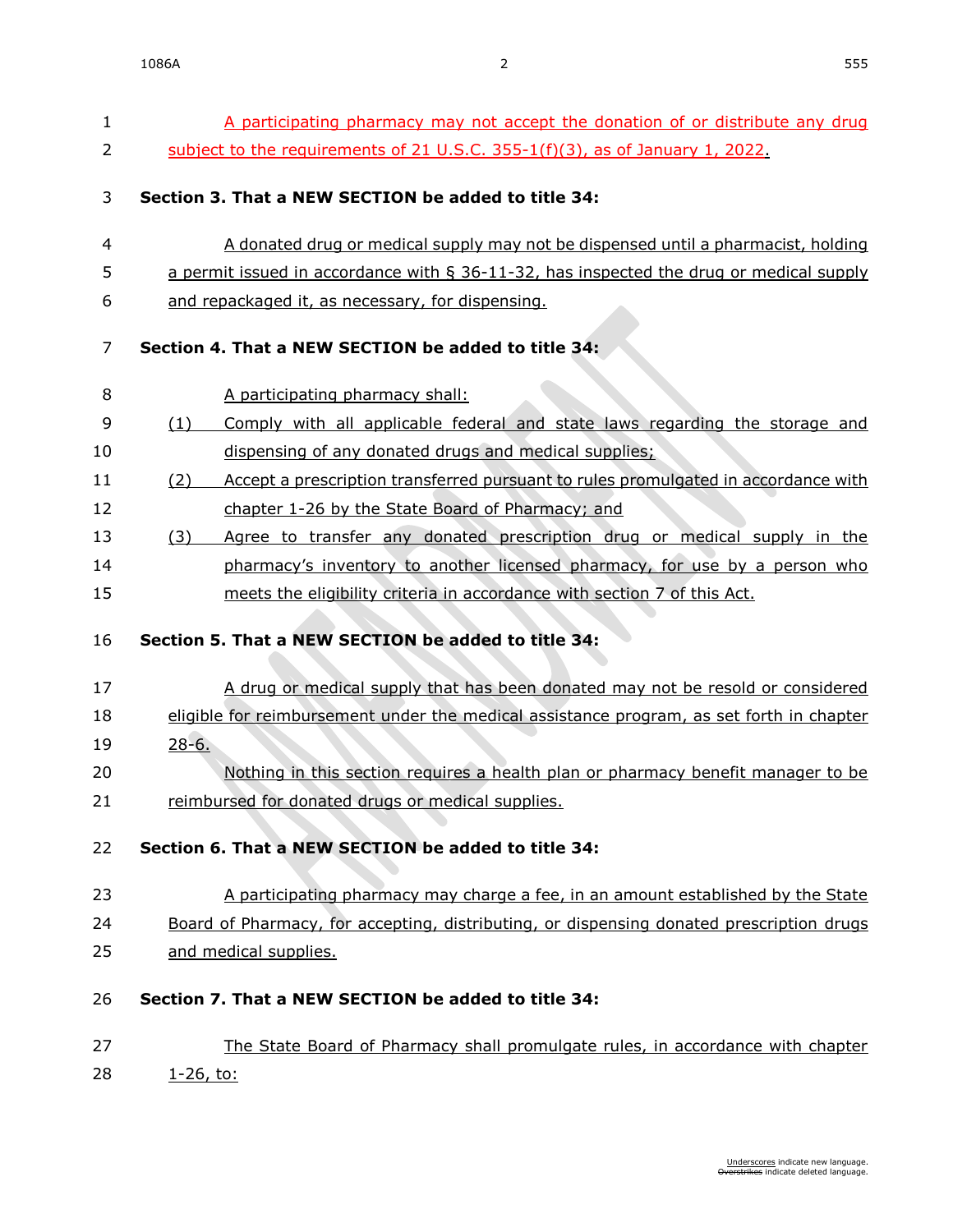A participating pharmacy may not accept the donation of or distribute any drug subject to the requirements of 21 U.S.C. 355-1(f)(3), as of January 1, 2022.

**Section 3. That a NEW SECTION be added to title 34:**

A donated drug or medical supply may not be dispensed until a pharmacist, holding a permit issued in accordance with § 36-11-32, has inspected the drug or medical supply and repackaged it, as necessary, for dispensing.

**Section 4. That a NEW SECTION be added to title 34:**

A participating pharmacy shall:

(1) Comply with all applicable federal and state laws regarding the storage and dispensing of any donated drugs and medical supplies;

(2) Accept a prescription transferred pursuant to rules promulgated in accordance with chapter 1-26 by the State Board of Pharmacy; and

(3) Agree to transfer any donated prescription drug or medical supply in the pharmacy's inventory to another licensed pharmacy, for use by a person who meets the eligibility criteria in accordance with section 7 of this Act.

**Section 5. That a NEW SECTION be added to title 34:**

A drug or medical supply that has been donated may not be resold or considered eligible for reimbursement under the medical assistance program, as set forth in chapter 28-6.

Nothing in this section requires a health plan or pharmacy benefit manager to be reimbursed for donated drugs or medical supplies.

**Section 6. That a NEW SECTION be added to title 34:**

A participating pharmacy may charge a fee, in an amount established by the State Board of Pharmacy, for accepting, distributing, or dispensing donated prescription drugs and medical supplies.

**Section 7. That a NEW SECTION be added to title 34:**

The State Board of Pharmacy shall promulgate rules, in accordance with chapter 1-26, to: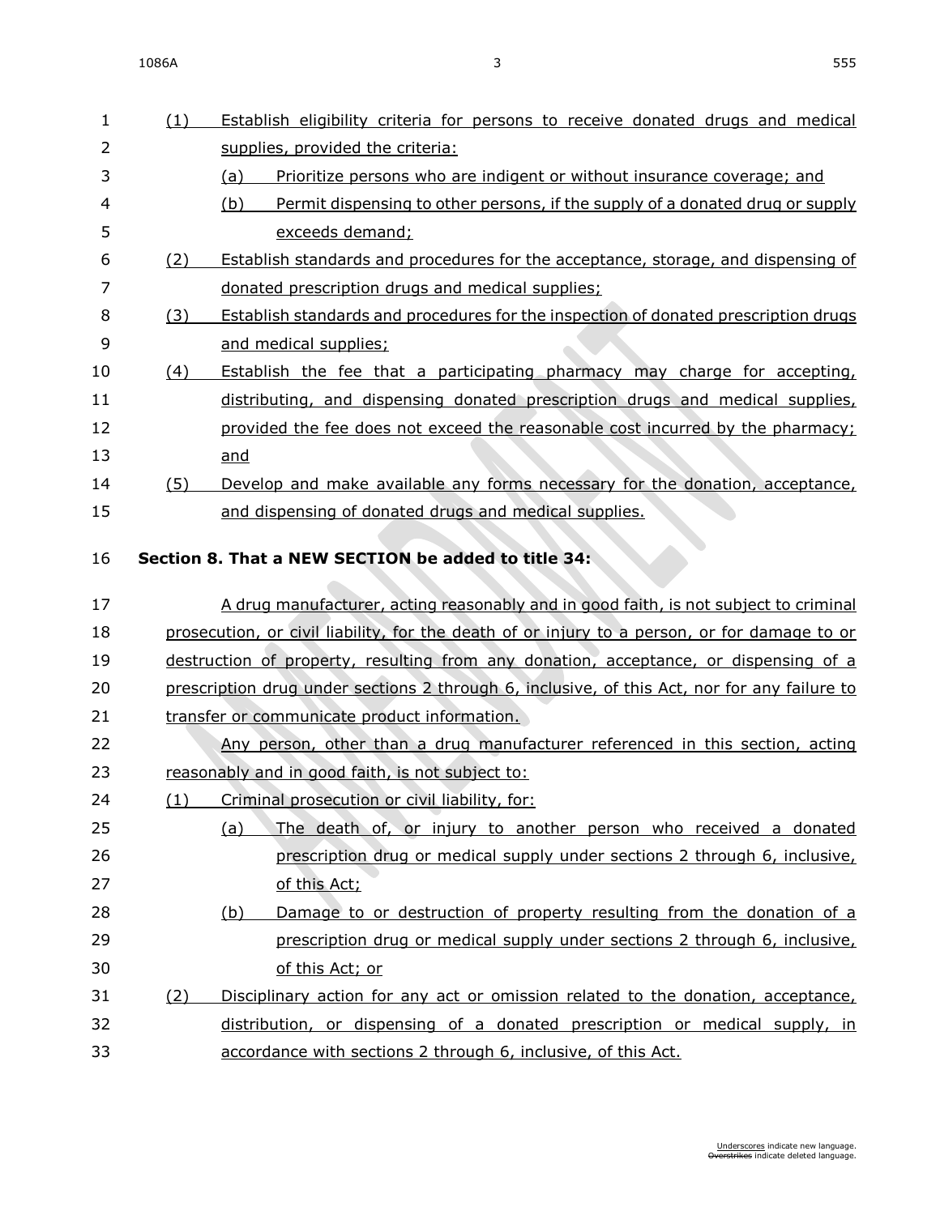(1) Establish eligibility criteria for persons to receive donated drugs and medical supplies, provided the criteria:

(a) Prioritize persons who are indigent or without insurance coverage; and

(b) Permit dispensing to other persons, if the supply of a donated drug or supply exceeds demand;

(2) Establish standards and procedures for the acceptance, storage, and dispensing of donated prescription drugs and medical supplies;

(3) Establish standards and procedures for the inspection of donated prescription drugs and medical supplies;

(4) Establish the fee that a participating pharmacy may charge for accepting, distributing, and dispensing donated prescription drugs and medical supplies, provided the fee does not exceed the reasonable cost incurred by the pharmacy; and

(5) Develop and make available any forms necessary for the donation, acceptance, and dispensing of donated drugs and medical supplies.

**Section 8. That a NEW SECTION be added to title 34:**

A drug manufacturer, acting reasonably and in good faith, is not subject to criminal prosecution, or civil liability, for the death of or injury to a person, or for damage to or destruction of property, resulting from any donation, acceptance, or dispensing of a prescription drug under sections 2 through 6, inclusive, of this Act, nor for any failure to transfer or communicate product information.

Any person, other than a drug manufacturer referenced in this section, acting reasonably and in good faith, is not subject to:

(1) Criminal prosecution or civil liability, for:

(a) The death of, or injury to another person who received a donated prescription drug or medical supply under sections 2 through 6, inclusive, of this Act;

(b) Damage to or destruction of property resulting from the donation of a prescription drug or medical supply under sections 2 through 6, inclusive, of this Act; or

(2) Disciplinary action for any act or omission related to the donation, acceptance, distribution, or dispensing of a donated prescription or medical supply, in accordance with sections 2 through 6, inclusive, of this Act.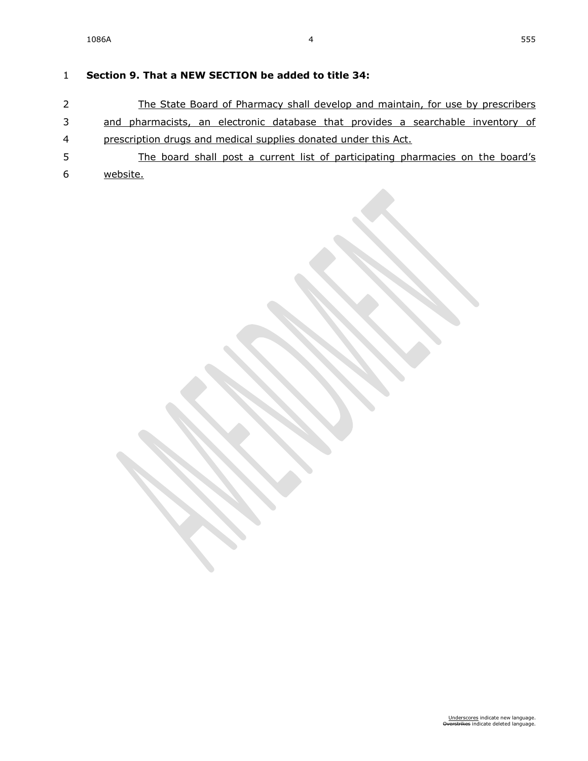**Section 9. That a NEW SECTION be added to title 34:**

The State Board of Pharmacy shall develop and maintain, for use by prescribers and pharmacists, an electronic database that provides a searchable inventory of prescription drugs and medical supplies donated under this Act.

The board shall post a current list of participating pharmacies on the board's website.